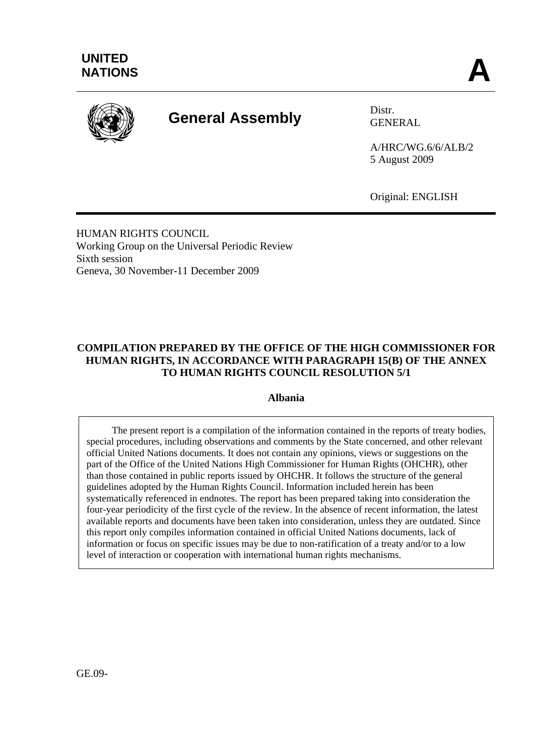**UNITED NATIONS** **A**

# General Assembly

Distr.
GENERAL

A/HRC/WG.6/6/ALB/2
5 August 2009

Original: ENGLISH

HUMAN RIGHTS COUNCIL
Working Group on the Universal Periodic Review
Sixth session
Geneva, 30 November-11 December 2009

## COMPILATION PREPARED BY THE OFFICE OF THE HIGH COMMISSIONER FOR HUMAN RIGHTS, IN ACCORDANCE WITH PARAGRAPH 15(B) OF THE ANNEX TO HUMAN RIGHTS COUNCIL RESOLUTION 5/1

### Albania

The present report is a compilation of the information contained in the reports of treaty bodies, special procedures, including observations and comments by the State concerned, and other relevant official United Nations documents. It does not contain any opinions, views or suggestions on the part of the Office of the United Nations High Commissioner for Human Rights (OHCHR), other than those contained in public reports issued by OHCHR. It follows the structure of the general guidelines adopted by the Human Rights Council. Information included herein has been systematically referenced in endnotes. The report has been prepared taking into consideration the four-year periodicity of the first cycle of the review. In the absence of recent information, the latest available reports and documents have been taken into consideration, unless they are outdated. Since this report only compiles information contained in official United Nations documents, lack of information or focus on specific issues may be due to non-ratification of a treaty and/or to a low level of interaction or cooperation with international human rights mechanisms.

GE.09-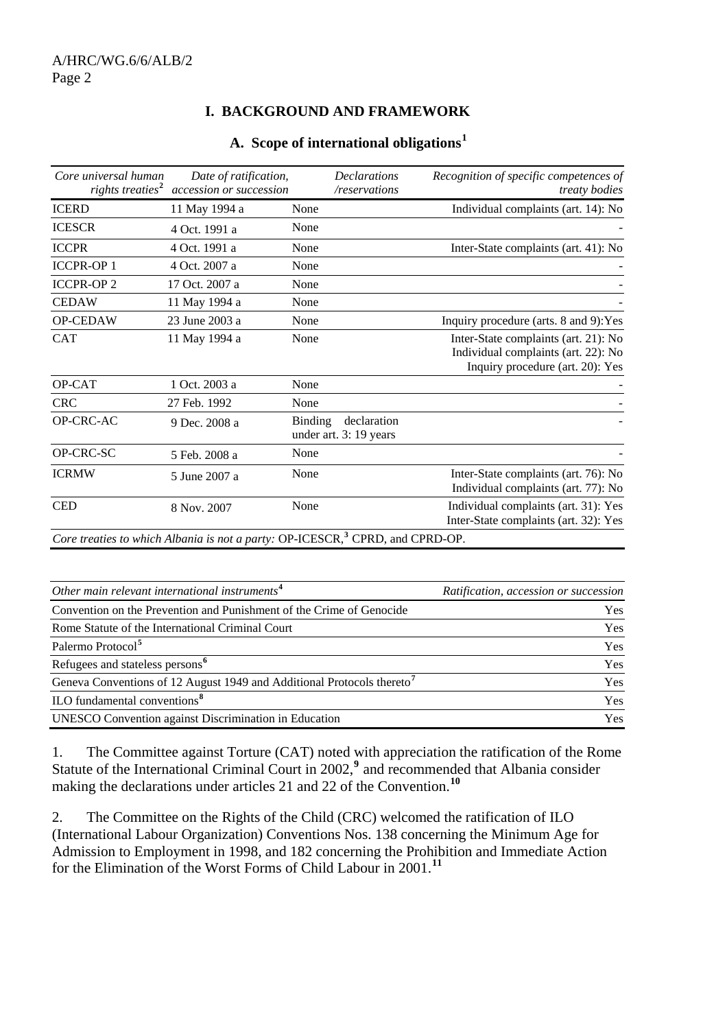## I. BACKGROUND AND FRAMEWORK

### A. Scope of international obligations[1]

| *Core universal human rights treaties*[2] | *Date of ratification, accession or succession* | *Declarations /reservations* | *Recognition of specific competences of treaty bodies* |
|---|---|---|---|
| ICERD | 11 May 1994 a | None | Individual complaints (art. 14): No |
| ICESCR | 4 Oct. 1991 a | None | - |
| ICCPR | 4 Oct. 1991 a | None | Inter-State complaints (art. 41): No |
| ICCPR-OP 1 | 4 Oct. 2007 a | None | - |
| ICCPR-OP 2 | 17 Oct. 2007 a | None | - |
| CEDAW | 11 May 1994 a | None | - |
| OP-CEDAW | 23 June 2003 a | None | Inquiry procedure (arts. 8 and 9):Yes |
| CAT | 11 May 1994 a | None | Inter-State complaints (art. 21): No<br>Individual complaints (art. 22): No<br>Inquiry procedure (art. 20): Yes |
| OP-CAT | 1 Oct. 2003 a | None | - |
| CRC | 27 Feb. 1992 | None | - |
| OP-CRC-AC | 9 Dec. 2008 a | Binding declaration under art. 3: 19 years | - |
| OP-CRC-SC | 5 Feb. 2008 a | None | - |
| ICRMW | 5 June 2007 a | None | Inter-State complaints (art. 76): No<br>Individual complaints (art. 77): No |
| CED | 8 Nov. 2007 | None | Individual complaints (art. 31): Yes<br>Inter-State complaints (art. 32): Yes |

*Core treaties to which Albania is not a party:* OP-ICESCR,[3] CPRD, and CPRD-OP.

| *Other main relevant international instruments*[4] | *Ratification, accession or succession* |
|---|---|
| Convention on the Prevention and Punishment of the Crime of Genocide | Yes |
| Rome Statute of the International Criminal Court | Yes |
| Palermo Protocol[5] | Yes |
| Refugees and stateless persons[6] | Yes |
| Geneva Conventions of 12 August 1949 and Additional Protocols thereto[7] | Yes |
| ILO fundamental conventions[8] | Yes |
| UNESCO Convention against Discrimination in Education | Yes |

1. The Committee against Torture (CAT) noted with appreciation the ratification of the Rome Statute of the International Criminal Court in 2002,[9] and recommended that Albania consider making the declarations under articles 21 and 22 of the Convention.[10]

2. The Committee on the Rights of the Child (CRC) welcomed the ratification of ILO (International Labour Organization) Conventions Nos. 138 concerning the Minimum Age for Admission to Employment in 1998, and 182 concerning the Prohibition and Immediate Action for the Elimination of the Worst Forms of Child Labour in 2001.[11]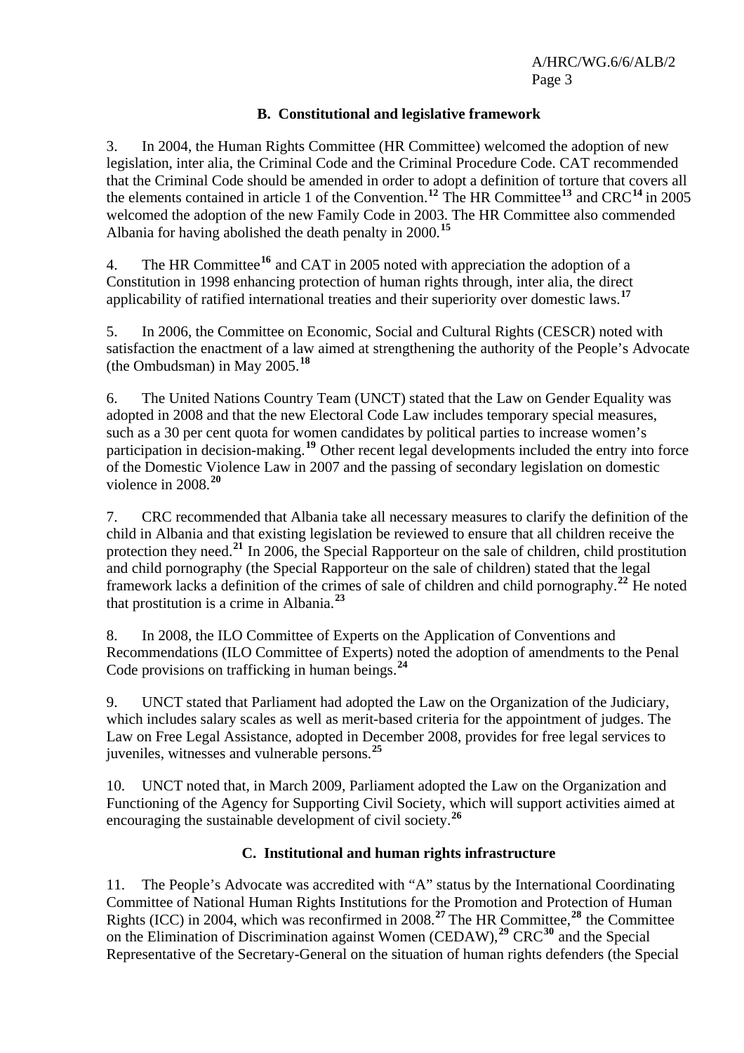### B. Constitutional and legislative framework

3. In 2004, the Human Rights Committee (HR Committee) welcomed the adoption of new legislation, inter alia, the Criminal Code and the Criminal Procedure Code. CAT recommended that the Criminal Code should be amended in order to adopt a definition of torture that covers all the elements contained in article 1 of the Convention.[12] The HR Committee[13] and CRC[14] in 2005 welcomed the adoption of the new Family Code in 2003. The HR Committee also commended Albania for having abolished the death penalty in 2000.[15]

4. The HR Committee[16] and CAT in 2005 noted with appreciation the adoption of a Constitution in 1998 enhancing protection of human rights through, inter alia, the direct applicability of ratified international treaties and their superiority over domestic laws.[17]

5. In 2006, the Committee on Economic, Social and Cultural Rights (CESCR) noted with satisfaction the enactment of a law aimed at strengthening the authority of the People's Advocate (the Ombudsman) in May 2005.[18]

6. The United Nations Country Team (UNCT) stated that the Law on Gender Equality was adopted in 2008 and that the new Electoral Code Law includes temporary special measures, such as a 30 per cent quota for women candidates by political parties to increase women's participation in decision-making.[19] Other recent legal developments included the entry into force of the Domestic Violence Law in 2007 and the passing of secondary legislation on domestic violence in 2008.[20]

7. CRC recommended that Albania take all necessary measures to clarify the definition of the child in Albania and that existing legislation be reviewed to ensure that all children receive the protection they need.[21] In 2006, the Special Rapporteur on the sale of children, child prostitution and child pornography (the Special Rapporteur on the sale of children) stated that the legal framework lacks a definition of the crimes of sale of children and child pornography.[22] He noted that prostitution is a crime in Albania.[23]

8. In 2008, the ILO Committee of Experts on the Application of Conventions and Recommendations (ILO Committee of Experts) noted the adoption of amendments to the Penal Code provisions on trafficking in human beings.[24]

9. UNCT stated that Parliament had adopted the Law on the Organization of the Judiciary, which includes salary scales as well as merit-based criteria for the appointment of judges. The Law on Free Legal Assistance, adopted in December 2008, provides for free legal services to juveniles, witnesses and vulnerable persons.[25]

10. UNCT noted that, in March 2009, Parliament adopted the Law on the Organization and Functioning of the Agency for Supporting Civil Society, which will support activities aimed at encouraging the sustainable development of civil society.[26]

### C. Institutional and human rights infrastructure

11. The People's Advocate was accredited with "A" status by the International Coordinating Committee of National Human Rights Institutions for the Promotion and Protection of Human Rights (ICC) in 2004, which was reconfirmed in 2008.[27] The HR Committee,[28] the Committee on the Elimination of Discrimination against Women (CEDAW),[29] CRC[30] and the Special Representative of the Secretary-General on the situation of human rights defenders (the Special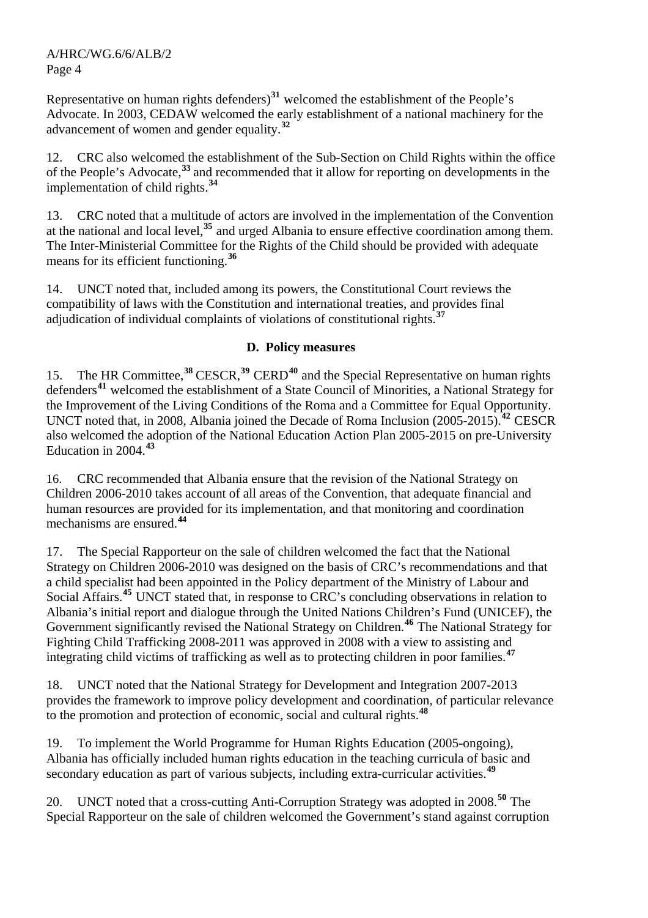Representative on human rights defenders)[31] welcomed the establishment of the People's Advocate. In 2003, CEDAW welcomed the early establishment of a national machinery for the advancement of women and gender equality.[32]

12. CRC also welcomed the establishment of the Sub-Section on Child Rights within the office of the People's Advocate,[33] and recommended that it allow for reporting on developments in the implementation of child rights.[34]

13. CRC noted that a multitude of actors are involved in the implementation of the Convention at the national and local level,[35] and urged Albania to ensure effective coordination among them. The Inter-Ministerial Committee for the Rights of the Child should be provided with adequate means for its efficient functioning.[36]

14. UNCT noted that, included among its powers, the Constitutional Court reviews the compatibility of laws with the Constitution and international treaties, and provides final adjudication of individual complaints of violations of constitutional rights.[37]

### D. Policy measures

15. The HR Committee,[38] CESCR,[39] CERD[40] and the Special Representative on human rights defenders[41] welcomed the establishment of a State Council of Minorities, a National Strategy for the Improvement of the Living Conditions of the Roma and a Committee for Equal Opportunity. UNCT noted that, in 2008, Albania joined the Decade of Roma Inclusion (2005-2015).[42] CESCR also welcomed the adoption of the National Education Action Plan 2005-2015 on pre-University Education in 2004.[43]

16. CRC recommended that Albania ensure that the revision of the National Strategy on Children 2006-2010 takes account of all areas of the Convention, that adequate financial and human resources are provided for its implementation, and that monitoring and coordination mechanisms are ensured.[44]

17. The Special Rapporteur on the sale of children welcomed the fact that the National Strategy on Children 2006-2010 was designed on the basis of CRC's recommendations and that a child specialist had been appointed in the Policy department of the Ministry of Labour and Social Affairs.[45] UNCT stated that, in response to CRC's concluding observations in relation to Albania's initial report and dialogue through the United Nations Children's Fund (UNICEF), the Government significantly revised the National Strategy on Children.[46] The National Strategy for Fighting Child Trafficking 2008-2011 was approved in 2008 with a view to assisting and integrating child victims of trafficking as well as to protecting children in poor families.[47]

18. UNCT noted that the National Strategy for Development and Integration 2007-2013 provides the framework to improve policy development and coordination, of particular relevance to the promotion and protection of economic, social and cultural rights.[48]

19. To implement the World Programme for Human Rights Education (2005-ongoing), Albania has officially included human rights education in the teaching curricula of basic and secondary education as part of various subjects, including extra-curricular activities.[49]

20. UNCT noted that a cross-cutting Anti-Corruption Strategy was adopted in 2008.[50] The Special Rapporteur on the sale of children welcomed the Government's stand against corruption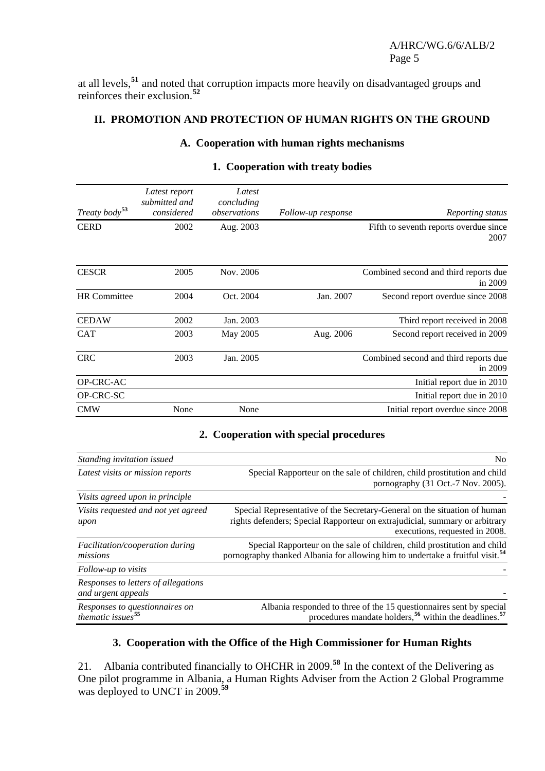at all levels,[51] and noted that corruption impacts more heavily on disadvantaged groups and reinforces their exclusion.[52]

## II. PROMOTION AND PROTECTION OF HUMAN RIGHTS ON THE GROUND

### A. Cooperation with human rights mechanisms

#### 1. Cooperation with treaty bodies

| *Treaty body*[53] | *Latest report submitted and considered* | *Latest concluding observations* | *Follow-up response* | *Reporting status* |
|---|---|---|---|---|
| CERD | 2002 | Aug. 2003 | | Fifth to seventh reports overdue since 2007 |
| CESCR | 2005 | Nov. 2006 | | Combined second and third reports due in 2009 |
| HR Committee | 2004 | Oct. 2004 | Jan. 2007 | Second report overdue since 2008 |
| CEDAW | 2002 | Jan. 2003 | | Third report received in 2008 |
| CAT | 2003 | May 2005 | Aug. 2006 | Second report received in 2009 |
| CRC | 2003 | Jan. 2005 | | Combined second and third reports due in 2009 |
| OP-CRC-AC | | | | Initial report due in 2010 |
| OP-CRC-SC | | | | Initial report due in 2010 |
| CMW | None | None | | Initial report overdue since 2008 |

#### 2. Cooperation with special procedures

| | |
|---|---|
| *Standing invitation issued* | No |
| *Latest visits or mission reports* | Special Rapporteur on the sale of children, child prostitution and child pornography (31 Oct.-7 Nov. 2005). |
| *Visits agreed upon in principle* | - |
| *Visits requested and not yet agreed upon* | Special Representative of the Secretary-General on the situation of human rights defenders; Special Rapporteur on extrajudicial, summary or arbitrary executions, requested in 2008. |
| *Facilitation/cooperation during missions* | Special Rapporteur on the sale of children, child prostitution and child pornography thanked Albania for allowing him to undertake a fruitful visit.[54] |
| *Follow-up to visits* | - |
| *Responses to letters of allegations and urgent appeals* | - |
| *Responses to questionnaires on thematic issues*[55] | Albania responded to three of the 15 questionnaires sent by special procedures mandate holders,[56] within the deadlines.[57] |

#### 3. Cooperation with the Office of the High Commissioner for Human Rights

21. Albania contributed financially to OHCHR in 2009.[58] In the context of the Delivering as One pilot programme in Albania, a Human Rights Adviser from the Action 2 Global Programme was deployed to UNCT in 2009.[59]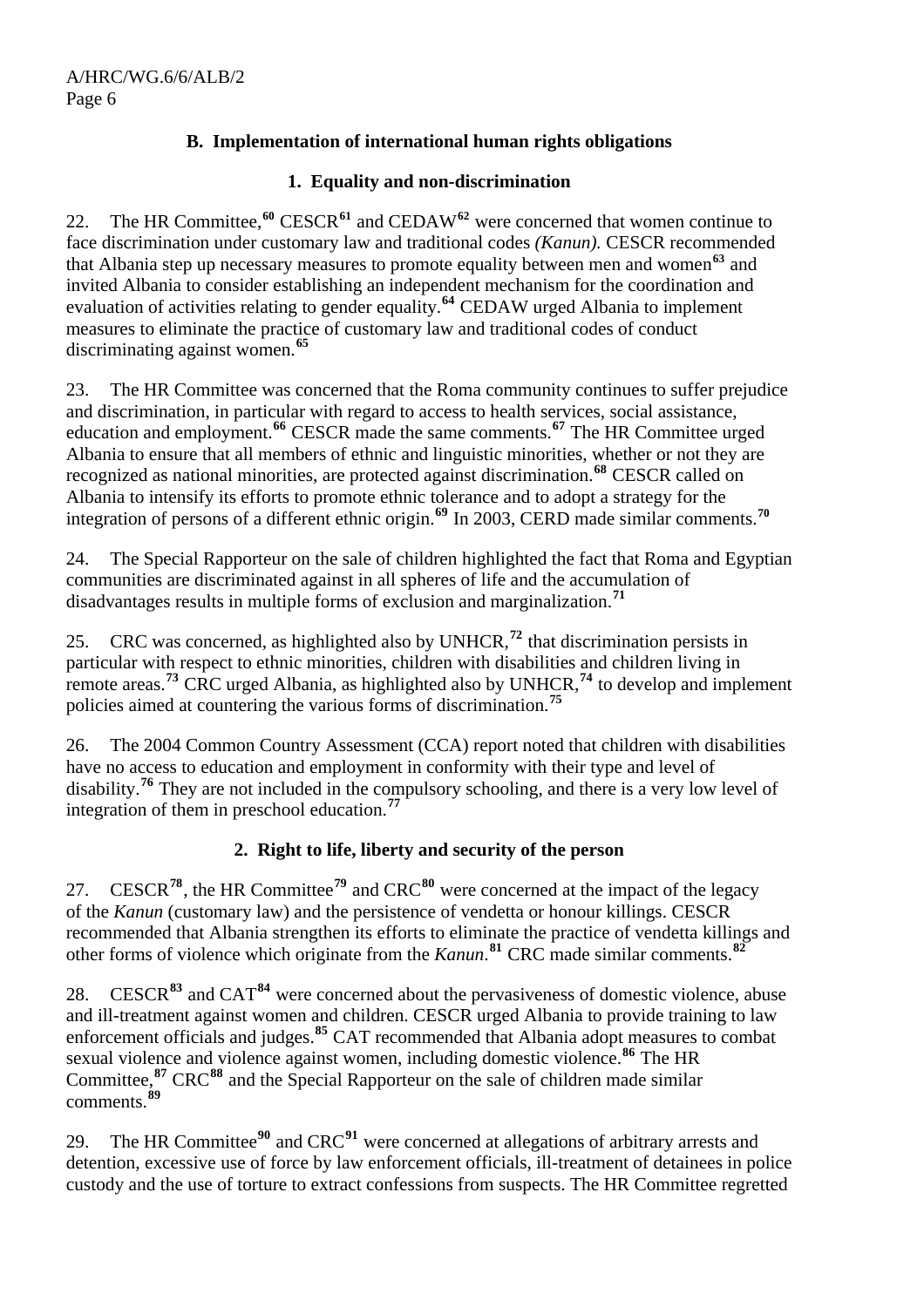### B. Implementation of international human rights obligations

#### 1. Equality and non-discrimination

22. The HR Committee,[60] CESCR[61] and CEDAW[62] were concerned that women continue to face discrimination under customary law and traditional codes *(Kanun).* CESCR recommended that Albania step up necessary measures to promote equality between men and women[63] and invited Albania to consider establishing an independent mechanism for the coordination and evaluation of activities relating to gender equality.[64] CEDAW urged Albania to implement measures to eliminate the practice of customary law and traditional codes of conduct discriminating against women.[65]

23. The HR Committee was concerned that the Roma community continues to suffer prejudice and discrimination, in particular with regard to access to health services, social assistance, education and employment.[66] CESCR made the same comments.[67] The HR Committee urged Albania to ensure that all members of ethnic and linguistic minorities, whether or not they are recognized as national minorities, are protected against discrimination.[68] CESCR called on Albania to intensify its efforts to promote ethnic tolerance and to adopt a strategy for the integration of persons of a different ethnic origin.[69] In 2003, CERD made similar comments.[70]

24. The Special Rapporteur on the sale of children highlighted the fact that Roma and Egyptian communities are discriminated against in all spheres of life and the accumulation of disadvantages results in multiple forms of exclusion and marginalization.[71]

25. CRC was concerned, as highlighted also by UNHCR,[72] that discrimination persists in particular with respect to ethnic minorities, children with disabilities and children living in remote areas.[73] CRC urged Albania, as highlighted also by UNHCR,[74] to develop and implement policies aimed at countering the various forms of discrimination.[75]

26. The 2004 Common Country Assessment (CCA) report noted that children with disabilities have no access to education and employment in conformity with their type and level of disability.[76] They are not included in the compulsory schooling, and there is a very low level of integration of them in preschool education.[77]

#### 2. Right to life, liberty and security of the person

27. CESCR[78], the HR Committee[79] and CRC[80] were concerned at the impact of the legacy of the *Kanun* (customary law) and the persistence of vendetta or honour killings. CESCR recommended that Albania strengthen its efforts to eliminate the practice of vendetta killings and other forms of violence which originate from the *Kanun*.[81] CRC made similar comments.[82]

28. CESCR[83] and CAT[84] were concerned about the pervasiveness of domestic violence, abuse and ill-treatment against women and children. CESCR urged Albania to provide training to law enforcement officials and judges.[85] CAT recommended that Albania adopt measures to combat sexual violence and violence against women, including domestic violence.[86] The HR Committee,[87] CRC[88] and the Special Rapporteur on the sale of children made similar comments.[89]

29. The HR Committee[90] and CRC[91] were concerned at allegations of arbitrary arrests and detention, excessive use of force by law enforcement officials, ill-treatment of detainees in police custody and the use of torture to extract confessions from suspects. The HR Committee regretted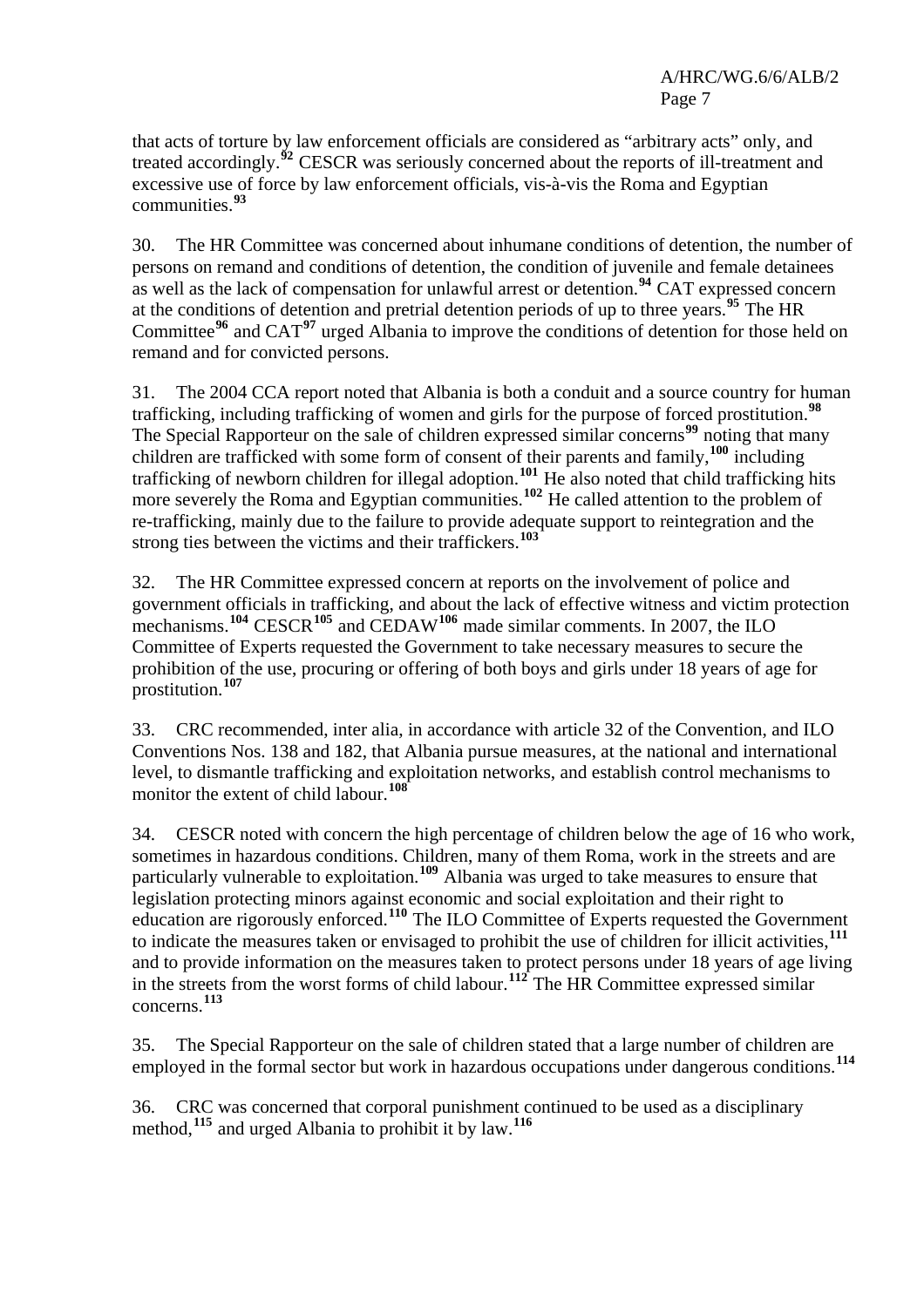that acts of torture by law enforcement officials are considered as “arbitrary acts” only, and treated accordingly.[92] CESCR was seriously concerned about the reports of ill-treatment and excessive use of force by law enforcement officials, vis-à-vis the Roma and Egyptian communities.[93]

30. The HR Committee was concerned about inhumane conditions of detention, the number of persons on remand and conditions of detention, the condition of juvenile and female detainees as well as the lack of compensation for unlawful arrest or detention.[94] CAT expressed concern at the conditions of detention and pretrial detention periods of up to three years.[95] The HR Committee[96] and CAT[97] urged Albania to improve the conditions of detention for those held on remand and for convicted persons.

31. The 2004 CCA report noted that Albania is both a conduit and a source country for human trafficking, including trafficking of women and girls for the purpose of forced prostitution.[98] The Special Rapporteur on the sale of children expressed similar concerns[99] noting that many children are trafficked with some form of consent of their parents and family,[100] including trafficking of newborn children for illegal adoption.[101] He also noted that child trafficking hits more severely the Roma and Egyptian communities.[102] He called attention to the problem of re-trafficking, mainly due to the failure to provide adequate support to reintegration and the strong ties between the victims and their traffickers.[103]

32. The HR Committee expressed concern at reports on the involvement of police and government officials in trafficking, and about the lack of effective witness and victim protection mechanisms.[104] CESCR[105] and CEDAW[106] made similar comments. In 2007, the ILO Committee of Experts requested the Government to take necessary measures to secure the prohibition of the use, procuring or offering of both boys and girls under 18 years of age for prostitution.[107]

33. CRC recommended, inter alia, in accordance with article 32 of the Convention, and ILO Conventions Nos. 138 and 182, that Albania pursue measures, at the national and international level, to dismantle trafficking and exploitation networks, and establish control mechanisms to monitor the extent of child labour.[108]

34. CESCR noted with concern the high percentage of children below the age of 16 who work, sometimes in hazardous conditions. Children, many of them Roma, work in the streets and are particularly vulnerable to exploitation.[109] Albania was urged to take measures to ensure that legislation protecting minors against economic and social exploitation and their right to education are rigorously enforced.[110] The ILO Committee of Experts requested the Government to indicate the measures taken or envisaged to prohibit the use of children for illicit activities,[111] and to provide information on the measures taken to protect persons under 18 years of age living in the streets from the worst forms of child labour.[112] The HR Committee expressed similar concerns.[113]

35. The Special Rapporteur on the sale of children stated that a large number of children are employed in the formal sector but work in hazardous occupations under dangerous conditions.[114]

36. CRC was concerned that corporal punishment continued to be used as a disciplinary method,[115] and urged Albania to prohibit it by law.[116]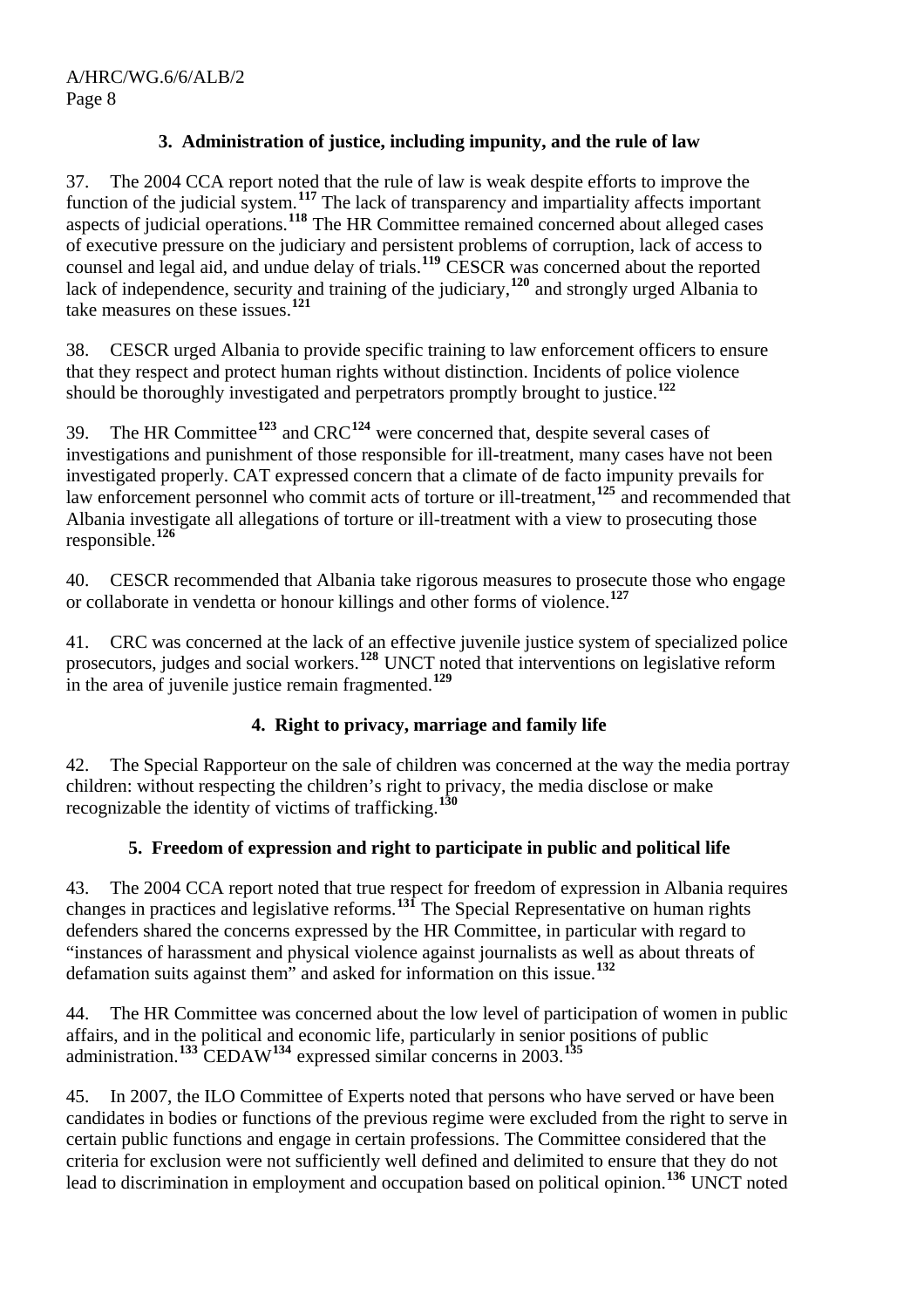### 3. Administration of justice, including impunity, and the rule of law

37. The 2004 CCA report noted that the rule of law is weak despite efforts to improve the function of the judicial system.[117] The lack of transparency and impartiality affects important aspects of judicial operations.[118] The HR Committee remained concerned about alleged cases of executive pressure on the judiciary and persistent problems of corruption, lack of access to counsel and legal aid, and undue delay of trials.[119] CESCR was concerned about the reported lack of independence, security and training of the judiciary,[120] and strongly urged Albania to take measures on these issues.[121]

38. CESCR urged Albania to provide specific training to law enforcement officers to ensure that they respect and protect human rights without distinction. Incidents of police violence should be thoroughly investigated and perpetrators promptly brought to justice.[122]

39. The HR Committee[123] and CRC[124] were concerned that, despite several cases of investigations and punishment of those responsible for ill-treatment, many cases have not been investigated properly. CAT expressed concern that a climate of de facto impunity prevails for law enforcement personnel who commit acts of torture or ill-treatment,[125] and recommended that Albania investigate all allegations of torture or ill-treatment with a view to prosecuting those responsible.[126]

40. CESCR recommended that Albania take rigorous measures to prosecute those who engage or collaborate in vendetta or honour killings and other forms of violence.[127]

41. CRC was concerned at the lack of an effective juvenile justice system of specialized police prosecutors, judges and social workers.[128] UNCT noted that interventions on legislative reform in the area of juvenile justice remain fragmented.[129]

### 4. Right to privacy, marriage and family life

42. The Special Rapporteur on the sale of children was concerned at the way the media portray children: without respecting the children's right to privacy, the media disclose or make recognizable the identity of victims of trafficking.[130]

### 5. Freedom of expression and right to participate in public and political life

43. The 2004 CCA report noted that true respect for freedom of expression in Albania requires changes in practices and legislative reforms.[131] The Special Representative on human rights defenders shared the concerns expressed by the HR Committee, in particular with regard to "instances of harassment and physical violence against journalists as well as about threats of defamation suits against them" and asked for information on this issue.[132]

44. The HR Committee was concerned about the low level of participation of women in public affairs, and in the political and economic life, particularly in senior positions of public administration.[133] CEDAW[134] expressed similar concerns in 2003.[135]

45. In 2007, the ILO Committee of Experts noted that persons who have served or have been candidates in bodies or functions of the previous regime were excluded from the right to serve in certain public functions and engage in certain professions. The Committee considered that the criteria for exclusion were not sufficiently well defined and delimited to ensure that they do not lead to discrimination in employment and occupation based on political opinion.[136] UNCT noted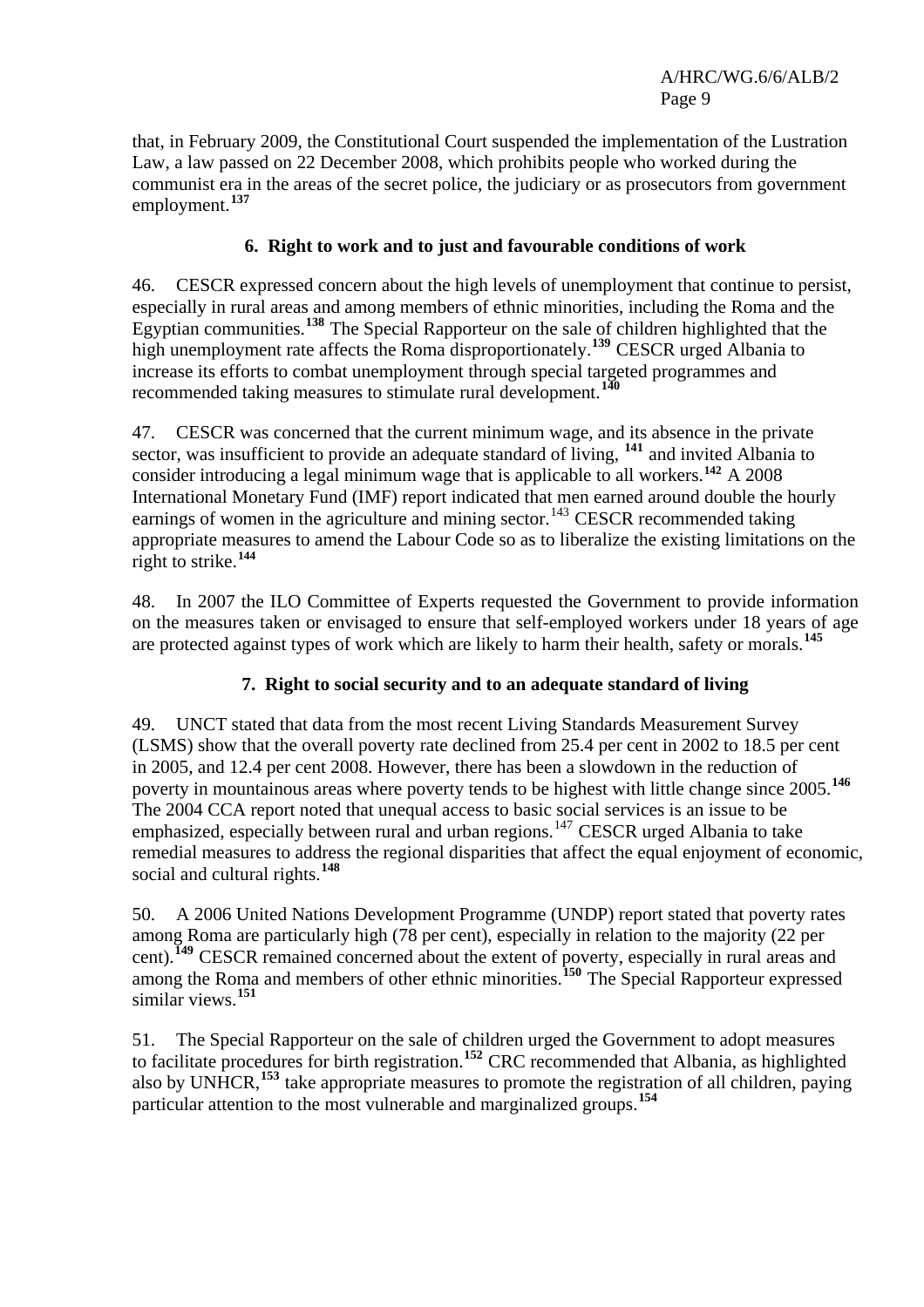that, in February 2009, the Constitutional Court suspended the implementation of the Lustration Law, a law passed on 22 December 2008, which prohibits people who worked during the communist era in the areas of the secret police, the judiciary or as prosecutors from government employment.[137]

### 6. Right to work and to just and favourable conditions of work

46. CESCR expressed concern about the high levels of unemployment that continue to persist, especially in rural areas and among members of ethnic minorities, including the Roma and the Egyptian communities.[138] The Special Rapporteur on the sale of children highlighted that the high unemployment rate affects the Roma disproportionately.[139] CESCR urged Albania to increase its efforts to combat unemployment through special targeted programmes and recommended taking measures to stimulate rural development.[140]

47. CESCR was concerned that the current minimum wage, and its absence in the private sector, was insufficient to provide an adequate standard of living, [141] and invited Albania to consider introducing a legal minimum wage that is applicable to all workers.[142] A 2008 International Monetary Fund (IMF) report indicated that men earned around double the hourly earnings of women in the agriculture and mining sector.[143] CESCR recommended taking appropriate measures to amend the Labour Code so as to liberalize the existing limitations on the right to strike.[144]

48. In 2007 the ILO Committee of Experts requested the Government to provide information on the measures taken or envisaged to ensure that self-employed workers under 18 years of age are protected against types of work which are likely to harm their health, safety or morals.[145]

### 7. Right to social security and to an adequate standard of living

49. UNCT stated that data from the most recent Living Standards Measurement Survey (LSMS) show that the overall poverty rate declined from 25.4 per cent in 2002 to 18.5 per cent in 2005, and 12.4 per cent 2008. However, there has been a slowdown in the reduction of poverty in mountainous areas where poverty tends to be highest with little change since 2005.[146] The 2004 CCA report noted that unequal access to basic social services is an issue to be emphasized, especially between rural and urban regions.[147] CESCR urged Albania to take remedial measures to address the regional disparities that affect the equal enjoyment of economic, social and cultural rights.[148]

50. A 2006 United Nations Development Programme (UNDP) report stated that poverty rates among Roma are particularly high (78 per cent), especially in relation to the majority (22 per cent).[149] CESCR remained concerned about the extent of poverty, especially in rural areas and among the Roma and members of other ethnic minorities.[150] The Special Rapporteur expressed similar views.[151]

51. The Special Rapporteur on the sale of children urged the Government to adopt measures to facilitate procedures for birth registration.[152] CRC recommended that Albania, as highlighted also by UNHCR,[153] take appropriate measures to promote the registration of all children, paying particular attention to the most vulnerable and marginalized groups.[154]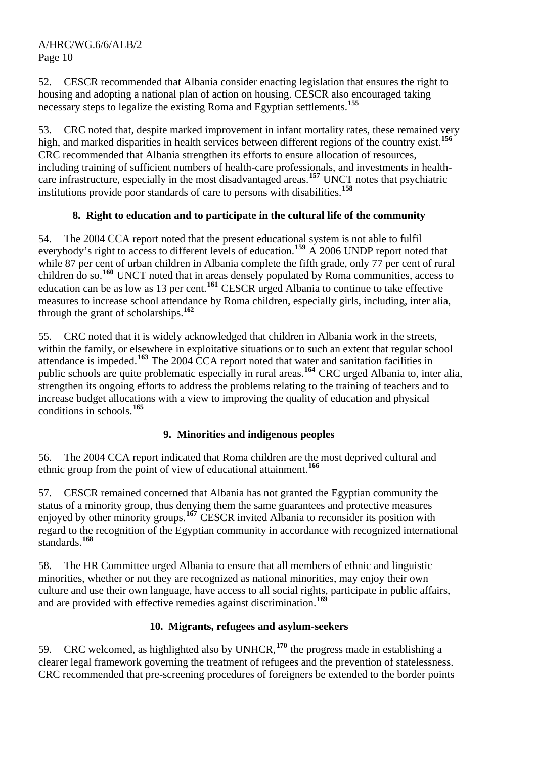52. CESCR recommended that Albania consider enacting legislation that ensures the right to housing and adopting a national plan of action on housing. CESCR also encouraged taking necessary steps to legalize the existing Roma and Egyptian settlements.[155]

53. CRC noted that, despite marked improvement in infant mortality rates, these remained very high, and marked disparities in health services between different regions of the country exist.[156] CRC recommended that Albania strengthen its efforts to ensure allocation of resources, including training of sufficient numbers of health-care professionals, and investments in health-care infrastructure, especially in the most disadvantaged areas.[157] UNCT notes that psychiatric institutions provide poor standards of care to persons with disabilities.[158]

### 8. Right to education and to participate in the cultural life of the community

54. The 2004 CCA report noted that the present educational system is not able to fulfil everybody's right to access to different levels of education.[159] A 2006 UNDP report noted that while 87 per cent of urban children in Albania complete the fifth grade, only 77 per cent of rural children do so.[160] UNCT noted that in areas densely populated by Roma communities, access to education can be as low as 13 per cent.[161] CESCR urged Albania to continue to take effective measures to increase school attendance by Roma children, especially girls, including, inter alia, through the grant of scholarships.[162]

55. CRC noted that it is widely acknowledged that children in Albania work in the streets, within the family, or elsewhere in exploitative situations or to such an extent that regular school attendance is impeded.[163] The 2004 CCA report noted that water and sanitation facilities in public schools are quite problematic especially in rural areas.[164] CRC urged Albania to, inter alia, strengthen its ongoing efforts to address the problems relating to the training of teachers and to increase budget allocations with a view to improving the quality of education and physical conditions in schools.[165]

### 9. Minorities and indigenous peoples

56. The 2004 CCA report indicated that Roma children are the most deprived cultural and ethnic group from the point of view of educational attainment.[166]

57. CESCR remained concerned that Albania has not granted the Egyptian community the status of a minority group, thus denying them the same guarantees and protective measures enjoyed by other minority groups.[167] CESCR invited Albania to reconsider its position with regard to the recognition of the Egyptian community in accordance with recognized international standards.[168]

58. The HR Committee urged Albania to ensure that all members of ethnic and linguistic minorities, whether or not they are recognized as national minorities, may enjoy their own culture and use their own language, have access to all social rights, participate in public affairs, and are provided with effective remedies against discrimination.[169]

### 10. Migrants, refugees and asylum-seekers

59. CRC welcomed, as highlighted also by UNHCR,[170] the progress made in establishing a clearer legal framework governing the treatment of refugees and the prevention of statelessness. CRC recommended that pre-screening procedures of foreigners be extended to the border points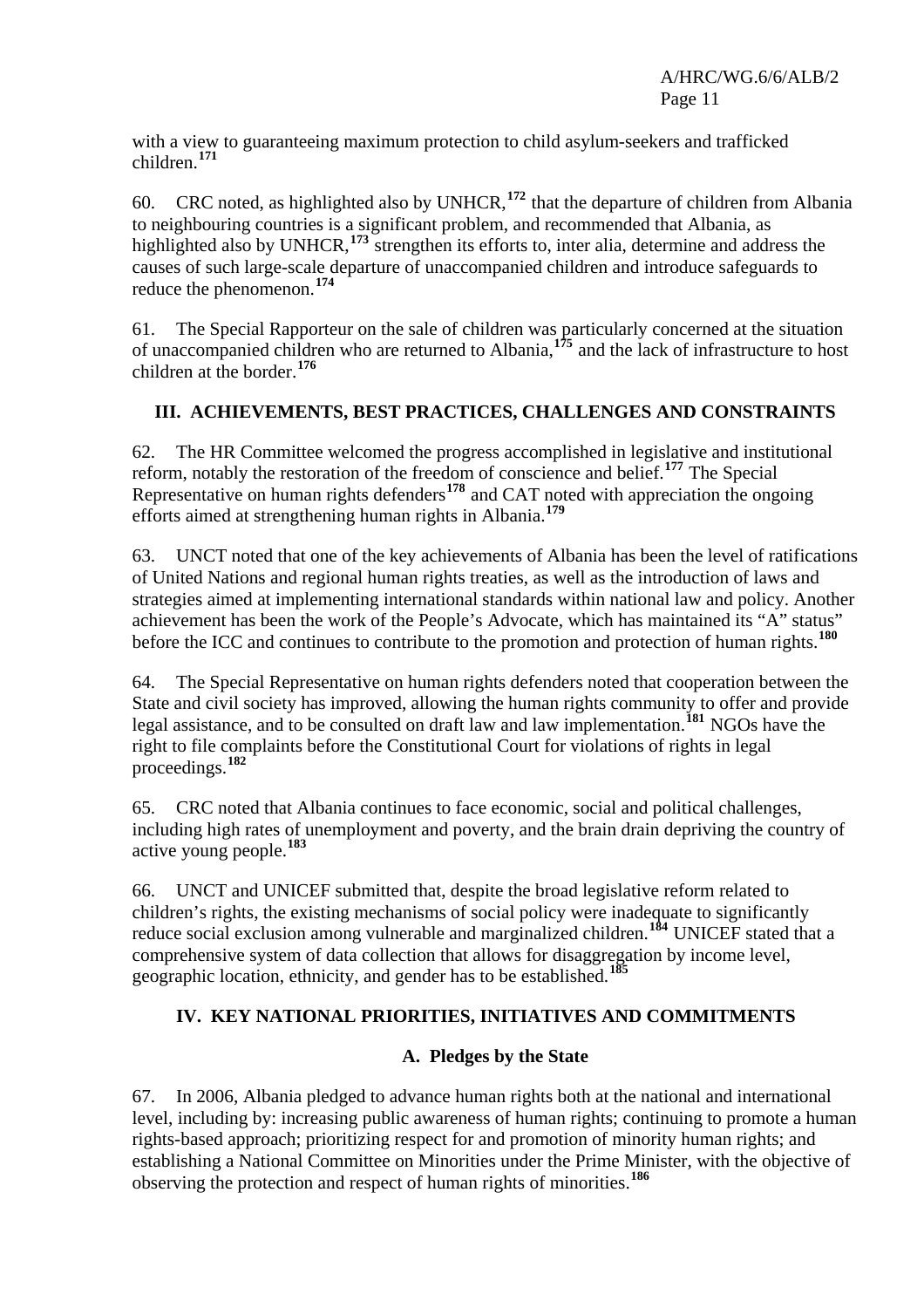with a view to guaranteeing maximum protection to child asylum-seekers and trafficked children.[171]

60. CRC noted, as highlighted also by UNHCR,[172] that the departure of children from Albania to neighbouring countries is a significant problem, and recommended that Albania, as highlighted also by UNHCR,[173] strengthen its efforts to, inter alia, determine and address the causes of such large-scale departure of unaccompanied children and introduce safeguards to reduce the phenomenon.[174]

61. The Special Rapporteur on the sale of children was particularly concerned at the situation of unaccompanied children who are returned to Albania,[175] and the lack of infrastructure to host children at the border.[176]

## III. ACHIEVEMENTS, BEST PRACTICES, CHALLENGES AND CONSTRAINTS

62. The HR Committee welcomed the progress accomplished in legislative and institutional reform, notably the restoration of the freedom of conscience and belief.[177] The Special Representative on human rights defenders[178] and CAT noted with appreciation the ongoing efforts aimed at strengthening human rights in Albania.[179]

63. UNCT noted that one of the key achievements of Albania has been the level of ratifications of United Nations and regional human rights treaties, as well as the introduction of laws and strategies aimed at implementing international standards within national law and policy. Another achievement has been the work of the People's Advocate, which has maintained its "A" status" before the ICC and continues to contribute to the promotion and protection of human rights.[180]

64. The Special Representative on human rights defenders noted that cooperation between the State and civil society has improved, allowing the human rights community to offer and provide legal assistance, and to be consulted on draft law and law implementation.[181] NGOs have the right to file complaints before the Constitutional Court for violations of rights in legal proceedings.[182]

65. CRC noted that Albania continues to face economic, social and political challenges, including high rates of unemployment and poverty, and the brain drain depriving the country of active young people.[183]

66. UNCT and UNICEF submitted that, despite the broad legislative reform related to children's rights, the existing mechanisms of social policy were inadequate to significantly reduce social exclusion among vulnerable and marginalized children.[184] UNICEF stated that a comprehensive system of data collection that allows for disaggregation by income level, geographic location, ethnicity, and gender has to be established.[185]

## IV. KEY NATIONAL PRIORITIES, INITIATIVES AND COMMITMENTS

### A. Pledges by the State

67. In 2006, Albania pledged to advance human rights both at the national and international level, including by: increasing public awareness of human rights; continuing to promote a human rights-based approach; prioritizing respect for and promotion of minority human rights; and establishing a National Committee on Minorities under the Prime Minister, with the objective of observing the protection and respect of human rights of minorities.[186]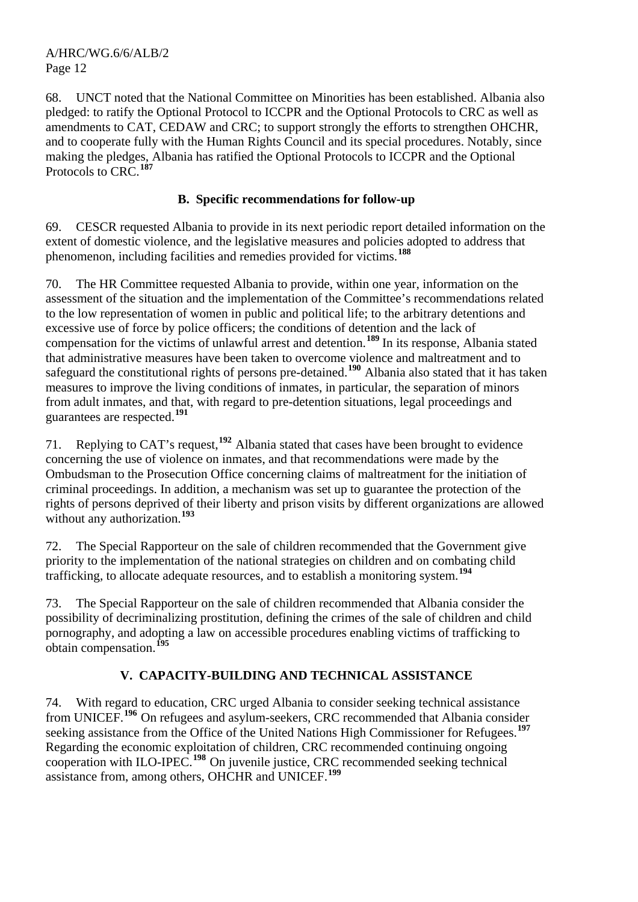68. UNCT noted that the National Committee on Minorities has been established. Albania also pledged: to ratify the Optional Protocol to ICCPR and the Optional Protocols to CRC as well as amendments to CAT, CEDAW and CRC; to support strongly the efforts to strengthen OHCHR, and to cooperate fully with the Human Rights Council and its special procedures. Notably, since making the pledges, Albania has ratified the Optional Protocols to ICCPR and the Optional Protocols to CRC.[187]

### B. Specific recommendations for follow-up

69. CESCR requested Albania to provide in its next periodic report detailed information on the extent of domestic violence, and the legislative measures and policies adopted to address that phenomenon, including facilities and remedies provided for victims.[188]

70. The HR Committee requested Albania to provide, within one year, information on the assessment of the situation and the implementation of the Committee's recommendations related to the low representation of women in public and political life; to the arbitrary detentions and excessive use of force by police officers; the conditions of detention and the lack of compensation for the victims of unlawful arrest and detention.[189] In its response, Albania stated that administrative measures have been taken to overcome violence and maltreatment and to safeguard the constitutional rights of persons pre-detained.[190] Albania also stated that it has taken measures to improve the living conditions of inmates, in particular, the separation of minors from adult inmates, and that, with regard to pre-detention situations, legal proceedings and guarantees are respected.[191]

71. Replying to CAT's request,[192] Albania stated that cases have been brought to evidence concerning the use of violence on inmates, and that recommendations were made by the Ombudsman to the Prosecution Office concerning claims of maltreatment for the initiation of criminal proceedings. In addition, a mechanism was set up to guarantee the protection of the rights of persons deprived of their liberty and prison visits by different organizations are allowed without any authorization.[193]

72. The Special Rapporteur on the sale of children recommended that the Government give priority to the implementation of the national strategies on children and on combating child trafficking, to allocate adequate resources, and to establish a monitoring system.[194]

73. The Special Rapporteur on the sale of children recommended that Albania consider the possibility of decriminalizing prostitution, defining the crimes of the sale of children and child pornography, and adopting a law on accessible procedures enabling victims of trafficking to obtain compensation.[195]

## V. CAPACITY-BUILDING AND TECHNICAL ASSISTANCE

74. With regard to education, CRC urged Albania to consider seeking technical assistance from UNICEF.[196] On refugees and asylum-seekers, CRC recommended that Albania consider seeking assistance from the Office of the United Nations High Commissioner for Refugees.[197] Regarding the economic exploitation of children, CRC recommended continuing ongoing cooperation with ILO-IPEC.[198] On juvenile justice, CRC recommended seeking technical assistance from, among others, OHCHR and UNICEF.[199]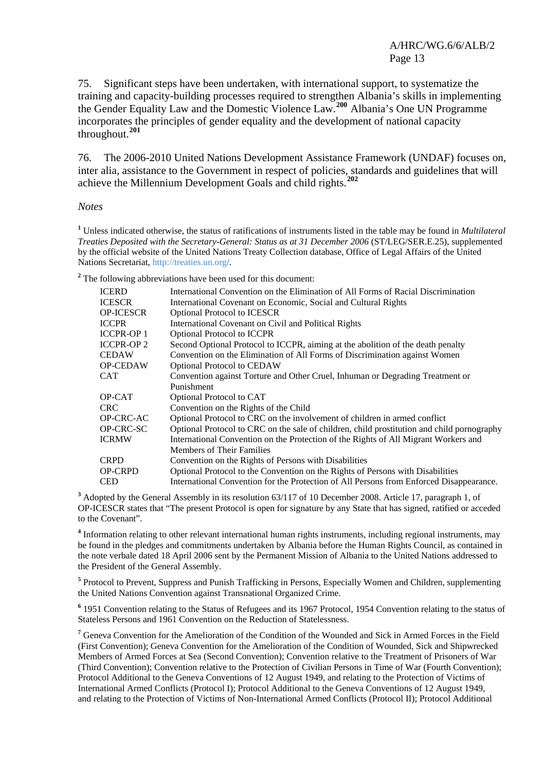75. Significant steps have been undertaken, with international support, to systematize the training and capacity-building processes required to strengthen Albania's skills in implementing the Gender Equality Law and the Domestic Violence Law.[200] Albania's One UN Programme incorporates the principles of gender equality and the development of national capacity throughout.[201]

76. The 2006-2010 United Nations Development Assistance Framework (UNDAF) focuses on, inter alia, assistance to the Government in respect of policies, standards and guidelines that will achieve the Millennium Development Goals and child rights.[202]

*Notes*

[1] Unless indicated otherwise, the status of ratifications of instruments listed in the table may be found in *Multilateral Treaties Deposited with the Secretary-General: Status as at 31 December 2006* (ST/LEG/SER.E.25), supplemented by the official website of the United Nations Treaty Collection database, Office of Legal Affairs of the United Nations Secretariat, http://treaties.un.org/.

[2] The following abbreviations have been used for this document:

| | |
|---|---|
| ICERD | International Convention on the Elimination of All Forms of Racial Discrimination |
| ICESCR | International Covenant on Economic, Social and Cultural Rights |
| OP-ICESCR | Optional Protocol to ICESCR |
| ICCPR | International Covenant on Civil and Political Rights |
| ICCPR-OP 1 | Optional Protocol to ICCPR |
| ICCPR-OP 2 | Second Optional Protocol to ICCPR, aiming at the abolition of the death penalty |
| CEDAW | Convention on the Elimination of All Forms of Discrimination against Women |
| OP-CEDAW | Optional Protocol to CEDAW |
| CAT | Convention against Torture and Other Cruel, Inhuman or Degrading Treatment or Punishment |
| OP-CAT | Optional Protocol to CAT |
| CRC | Convention on the Rights of the Child |
| OP-CRC-AC | Optional Protocol to CRC on the involvement of children in armed conflict |
| OP-CRC-SC | Optional Protocol to CRC on the sale of children, child prostitution and child pornography |
| ICRMW | International Convention on the Protection of the Rights of All Migrant Workers and Members of Their Families |
| CRPD | Convention on the Rights of Persons with Disabilities |
| OP-CRPD | Optional Protocol to the Convention on the Rights of Persons with Disabilities |
| CED | International Convention for the Protection of All Persons from Enforced Disappearance. |

[3] Adopted by the General Assembly in its resolution 63/117 of 10 December 2008. Article 17, paragraph 1, of OP-ICESCR states that "The present Protocol is open for signature by any State that has signed, ratified or acceded to the Covenant".

[4] Information relating to other relevant international human rights instruments, including regional instruments, may be found in the pledges and commitments undertaken by Albania before the Human Rights Council, as contained in the note verbale dated 18 April 2006 sent by the Permanent Mission of Albania to the United Nations addressed to the President of the General Assembly.

[5] Protocol to Prevent, Suppress and Punish Trafficking in Persons, Especially Women and Children, supplementing the United Nations Convention against Transnational Organized Crime.

[6] 1951 Convention relating to the Status of Refugees and its 1967 Protocol, 1954 Convention relating to the status of Stateless Persons and 1961 Convention on the Reduction of Statelessness.

[7] Geneva Convention for the Amelioration of the Condition of the Wounded and Sick in Armed Forces in the Field (First Convention); Geneva Convention for the Amelioration of the Condition of Wounded, Sick and Shipwrecked Members of Armed Forces at Sea (Second Convention); Convention relative to the Treatment of Prisoners of War (Third Convention); Convention relative to the Protection of Civilian Persons in Time of War (Fourth Convention); Protocol Additional to the Geneva Conventions of 12 August 1949, and relating to the Protection of Victims of International Armed Conflicts (Protocol I); Protocol Additional to the Geneva Conventions of 12 August 1949, and relating to the Protection of Victims of Non-International Armed Conflicts (Protocol II); Protocol Additional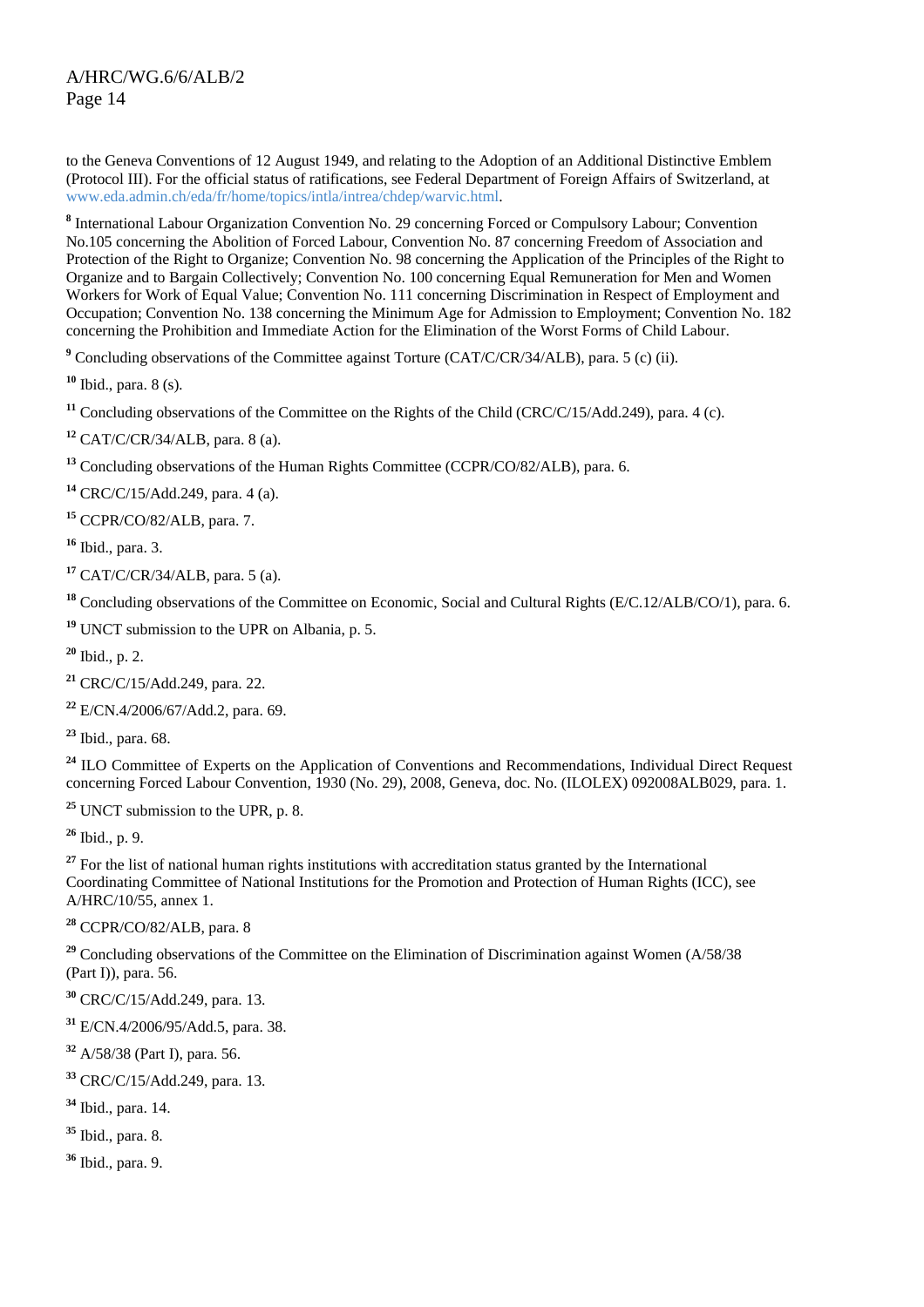to the Geneva Conventions of 12 August 1949, and relating to the Adoption of an Additional Distinctive Emblem (Protocol III). For the official status of ratifications, see Federal Department of Foreign Affairs of Switzerland, at www.eda.admin.ch/eda/fr/home/topics/intla/intrea/chdep/warvic.html.

[8] International Labour Organization Convention No. 29 concerning Forced or Compulsory Labour; Convention No.105 concerning the Abolition of Forced Labour, Convention No. 87 concerning Freedom of Association and Protection of the Right to Organize; Convention No. 98 concerning the Application of the Principles of the Right to Organize and to Bargain Collectively; Convention No. 100 concerning Equal Remuneration for Men and Women Workers for Work of Equal Value; Convention No. 111 concerning Discrimination in Respect of Employment and Occupation; Convention No. 138 concerning the Minimum Age for Admission to Employment; Convention No. 182 concerning the Prohibition and Immediate Action for the Elimination of the Worst Forms of Child Labour.

[9] Concluding observations of the Committee against Torture (CAT/C/CR/34/ALB), para. 5 (c) (ii).

[10] Ibid., para. 8 (s).

[11] Concluding observations of the Committee on the Rights of the Child (CRC/C/15/Add.249), para. 4 (c).

[12] CAT/C/CR/34/ALB, para. 8 (a).

[13] Concluding observations of the Human Rights Committee (CCPR/CO/82/ALB), para. 6.

[14] CRC/C/15/Add.249, para. 4 (a).

[15] CCPR/CO/82/ALB, para. 7.

[16] Ibid., para. 3.

[17] CAT/C/CR/34/ALB, para. 5 (a).

[18] Concluding observations of the Committee on Economic, Social and Cultural Rights (E/C.12/ALB/CO/1), para. 6.

[19] UNCT submission to the UPR on Albania, p. 5.

[20] Ibid., p. 2.

[21] CRC/C/15/Add.249, para. 22.

[22] E/CN.4/2006/67/Add.2, para. 69.

[23] Ibid., para. 68.

[24] ILO Committee of Experts on the Application of Conventions and Recommendations, Individual Direct Request concerning Forced Labour Convention, 1930 (No. 29), 2008, Geneva, doc. No. (ILOLEX) 092008ALB029, para. 1.

[25] UNCT submission to the UPR, p. 8.

[26] Ibid., p. 9.

[27] For the list of national human rights institutions with accreditation status granted by the International Coordinating Committee of National Institutions for the Promotion and Protection of Human Rights (ICC), see A/HRC/10/55, annex 1.

[28] CCPR/CO/82/ALB, para. 8

[29] Concluding observations of the Committee on the Elimination of Discrimination against Women (A/58/38 (Part I)), para. 56.

[30] CRC/C/15/Add.249, para. 13.

[31] E/CN.4/2006/95/Add.5, para. 38.

[32] A/58/38 (Part I), para. 56.

[33] CRC/C/15/Add.249, para. 13.

[34] Ibid., para. 14.

[35] Ibid., para. 8.

[36] Ibid., para. 9.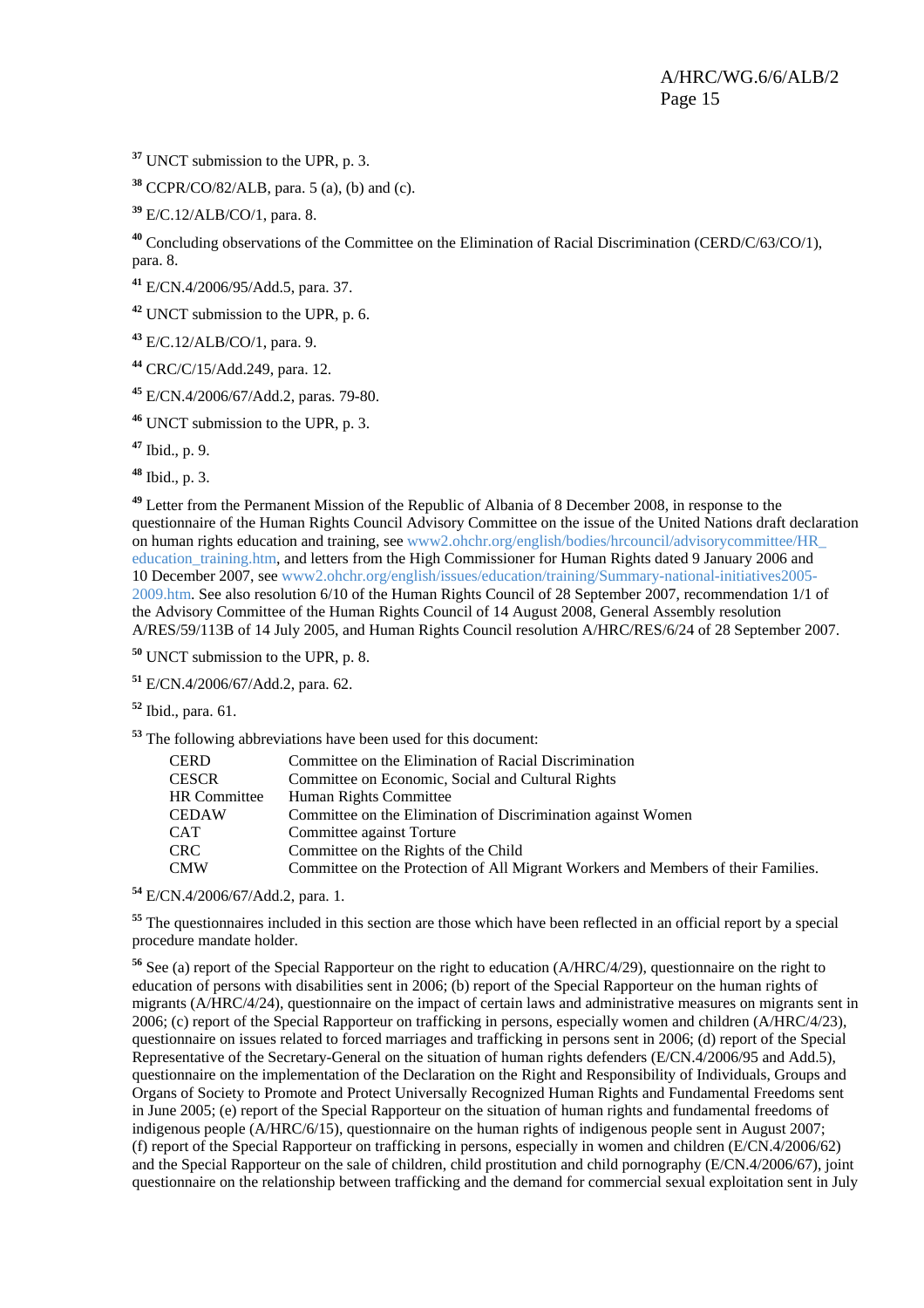[37] UNCT submission to the UPR, p. 3.

[38] CCPR/CO/82/ALB, para. 5 (a), (b) and (c).

[39] E/C.12/ALB/CO/1, para. 8.

[40] Concluding observations of the Committee on the Elimination of Racial Discrimination (CERD/C/63/CO/1), para. 8.

[41] E/CN.4/2006/95/Add.5, para. 37.

[42] UNCT submission to the UPR, p. 6.

[43] E/C.12/ALB/CO/1, para. 9.

[44] CRC/C/15/Add.249, para. 12.

[45] E/CN.4/2006/67/Add.2, paras. 79-80.

[46] UNCT submission to the UPR, p. 3.

[47] Ibid., p. 9.

[48] Ibid., p. 3.

[49] Letter from the Permanent Mission of the Republic of Albania of 8 December 2008, in response to the questionnaire of the Human Rights Council Advisory Committee on the issue of the United Nations draft declaration on human rights education and training, see www2.ohchr.org/english/bodies/hrcouncil/advisorycommittee/HR_education_training.htm, and letters from the High Commissioner for Human Rights dated 9 January 2006 and 10 December 2007, see www2.ohchr.org/english/issues/education/training/Summary-national-initiatives2005-2009.htm. See also resolution 6/10 of the Human Rights Council of 28 September 2007, recommendation 1/1 of the Advisory Committee of the Human Rights Council of 14 August 2008, General Assembly resolution A/RES/59/113B of 14 July 2005, and Human Rights Council resolution A/HRC/RES/6/24 of 28 September 2007.

[50] UNCT submission to the UPR, p. 8.

[51] E/CN.4/2006/67/Add.2, para. 62.

[52] Ibid., para. 61.

[53] The following abbreviations have been used for this document:

| | |
|---|---|
| CERD | Committee on the Elimination of Racial Discrimination |
| CESCR | Committee on Economic, Social and Cultural Rights |
| HR Committee | Human Rights Committee |
| CEDAW | Committee on the Elimination of Discrimination against Women |
| CAT | Committee against Torture |
| CRC | Committee on the Rights of the Child |
| CMW | Committee on the Protection of All Migrant Workers and Members of their Families. |

[54] E/CN.4/2006/67/Add.2, para. 1.

[55] The questionnaires included in this section are those which have been reflected in an official report by a special procedure mandate holder.

[56] See (a) report of the Special Rapporteur on the right to education (A/HRC/4/29), questionnaire on the right to education of persons with disabilities sent in 2006; (b) report of the Special Rapporteur on the human rights of migrants (A/HRC/4/24), questionnaire on the impact of certain laws and administrative measures on migrants sent in 2006; (c) report of the Special Rapporteur on trafficking in persons, especially women and children (A/HRC/4/23), questionnaire on issues related to forced marriages and trafficking in persons sent in 2006; (d) report of the Special Representative of the Secretary-General on the situation of human rights defenders (E/CN.4/2006/95 and Add.5), questionnaire on the implementation of the Declaration on the Right and Responsibility of Individuals, Groups and Organs of Society to Promote and Protect Universally Recognized Human Rights and Fundamental Freedoms sent in June 2005; (e) report of the Special Rapporteur on the situation of human rights and fundamental freedoms of indigenous people (A/HRC/6/15), questionnaire on the human rights of indigenous people sent in August 2007; (f) report of the Special Rapporteur on trafficking in persons, especially in women and children (E/CN.4/2006/62) and the Special Rapporteur on the sale of children, child prostitution and child pornography (E/CN.4/2006/67), joint questionnaire on the relationship between trafficking and the demand for commercial sexual exploitation sent in July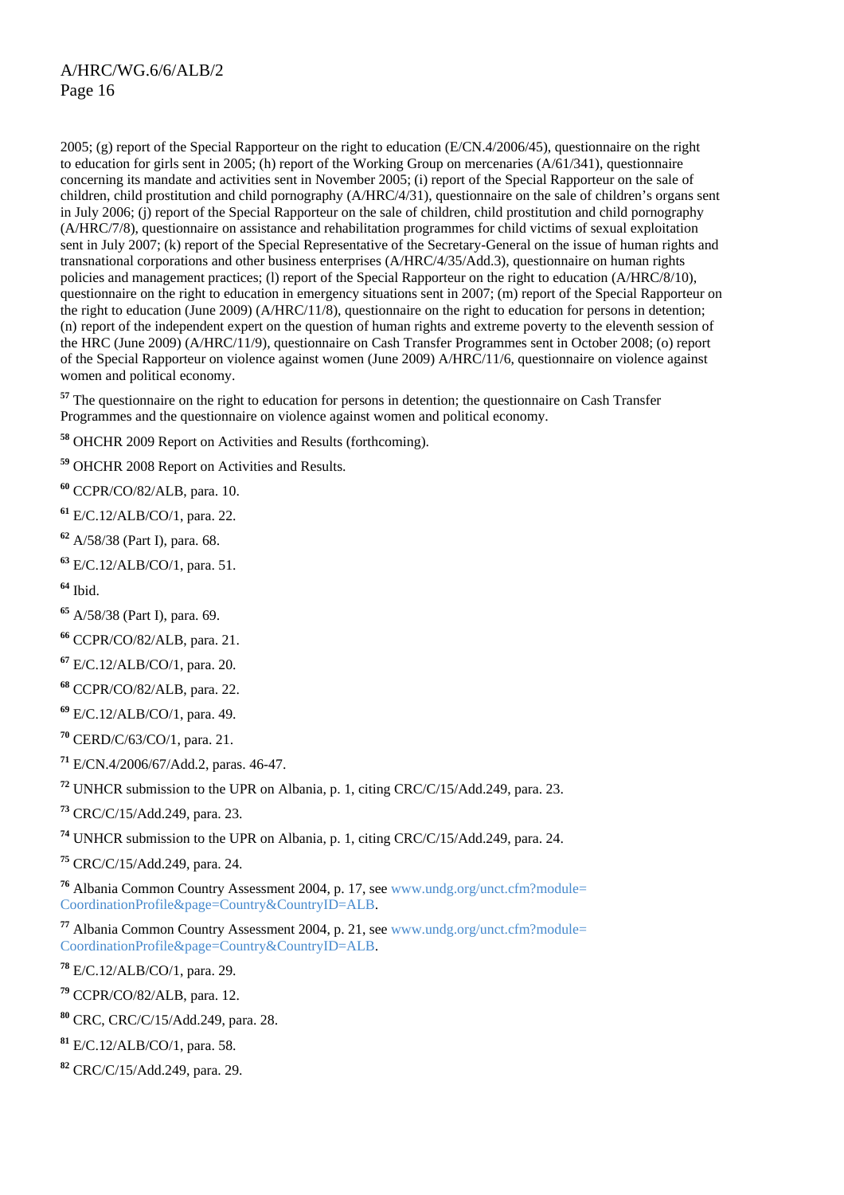2005; (g) report of the Special Rapporteur on the right to education (E/CN.4/2006/45), questionnaire on the right to education for girls sent in 2005; (h) report of the Working Group on mercenaries (A/61/341), questionnaire concerning its mandate and activities sent in November 2005; (i) report of the Special Rapporteur on the sale of children, child prostitution and child pornography (A/HRC/4/31), questionnaire on the sale of children's organs sent in July 2006; (j) report of the Special Rapporteur on the sale of children, child prostitution and child pornography (A/HRC/7/8), questionnaire on assistance and rehabilitation programmes for child victims of sexual exploitation sent in July 2007; (k) report of the Special Representative of the Secretary-General on the issue of human rights and transnational corporations and other business enterprises (A/HRC/4/35/Add.3), questionnaire on human rights policies and management practices; (l) report of the Special Rapporteur on the right to education (A/HRC/8/10), questionnaire on the right to education in emergency situations sent in 2007; (m) report of the Special Rapporteur on the right to education (June 2009) (A/HRC/11/8), questionnaire on the right to education for persons in detention; (n) report of the independent expert on the question of human rights and extreme poverty to the eleventh session of the HRC (June 2009) (A/HRC/11/9), questionnaire on Cash Transfer Programmes sent in October 2008; (o) report of the Special Rapporteur on violence against women (June 2009) A/HRC/11/6, questionnaire on violence against women and political economy.

[57] The questionnaire on the right to education for persons in detention; the questionnaire on Cash Transfer Programmes and the questionnaire on violence against women and political economy.

[58] OHCHR 2009 Report on Activities and Results (forthcoming).

[59] OHCHR 2008 Report on Activities and Results.

[60] CCPR/CO/82/ALB, para. 10.

[61] E/C.12/ALB/CO/1, para. 22.

[62] A/58/38 (Part I), para. 68.

[63] E/C.12/ALB/CO/1, para. 51.

[64] Ibid.

[65] A/58/38 (Part I), para. 69.

[66] CCPR/CO/82/ALB, para. 21.

[67] E/C.12/ALB/CO/1, para. 20.

[68] CCPR/CO/82/ALB, para. 22.

[69] E/C.12/ALB/CO/1, para. 49.

[70] CERD/C/63/CO/1, para. 21.

[71] E/CN.4/2006/67/Add.2, paras. 46-47.

[72] UNHCR submission to the UPR on Albania, p. 1, citing CRC/C/15/Add.249, para. 23.

[73] CRC/C/15/Add.249, para. 23.

[74] UNHCR submission to the UPR on Albania, p. 1, citing CRC/C/15/Add.249, para. 24.

[75] CRC/C/15/Add.249, para. 24.

[76] Albania Common Country Assessment 2004, p. 17, see www.undg.org/unct.cfm?module=CoordinationProfile&page=Country&CountryID=ALB.

[77] Albania Common Country Assessment 2004, p. 21, see www.undg.org/unct.cfm?module=CoordinationProfile&page=Country&CountryID=ALB.

[78] E/C.12/ALB/CO/1, para. 29.

[79] CCPR/CO/82/ALB, para. 12.

[80] CRC, CRC/C/15/Add.249, para. 28.

[81] E/C.12/ALB/CO/1, para. 58.

[82] CRC/C/15/Add.249, para. 29.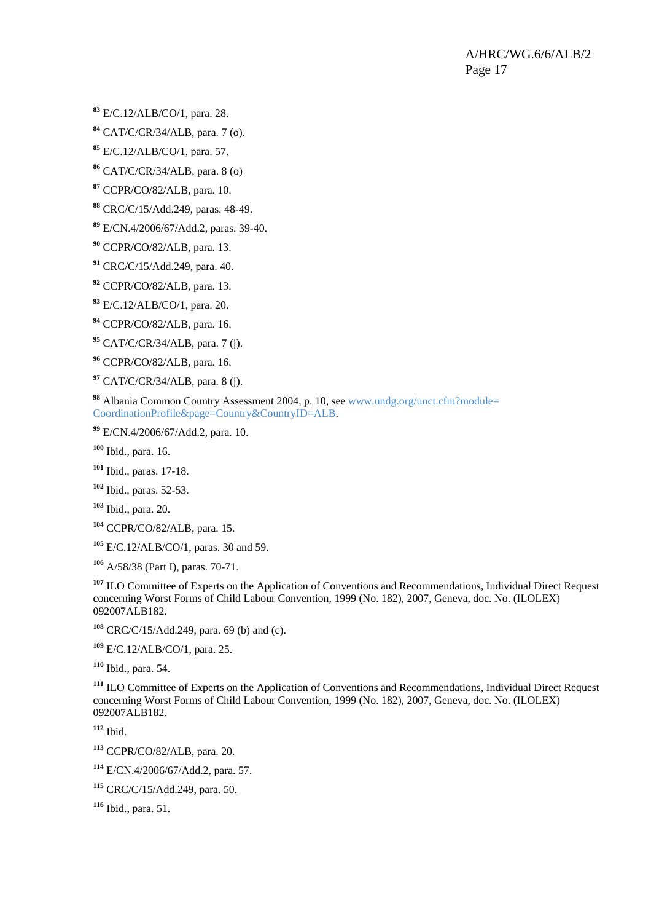[83] E/C.12/ALB/CO/1, para. 28.

[84] CAT/C/CR/34/ALB, para. 7 (o).

[85] E/C.12/ALB/CO/1, para. 57.

[86] CAT/C/CR/34/ALB, para. 8 (o)

[87] CCPR/CO/82/ALB, para. 10.

[88] CRC/C/15/Add.249, paras. 48-49.

[89] E/CN.4/2006/67/Add.2, paras. 39-40.

[90] CCPR/CO/82/ALB, para. 13.

[91] CRC/C/15/Add.249, para. 40.

[92] CCPR/CO/82/ALB, para. 13.

[93] E/C.12/ALB/CO/1, para. 20.

[94] CCPR/CO/82/ALB, para. 16.

[95] CAT/C/CR/34/ALB, para. 7 (j).

[96] CCPR/CO/82/ALB, para. 16.

[97] CAT/C/CR/34/ALB, para. 8 (j).

[98] Albania Common Country Assessment 2004, p. 10, see www.undg.org/unct.cfm?module=CoordinationProfile&page=Country&CountryID=ALB.

[99] E/CN.4/2006/67/Add.2, para. 10.

[100] Ibid., para. 16.

[101] Ibid., paras. 17-18.

[102] Ibid., paras. 52-53.

[103] Ibid., para. 20.

[104] CCPR/CO/82/ALB, para. 15.

[105] E/C.12/ALB/CO/1, paras. 30 and 59.

[106] A/58/38 (Part I), paras. 70-71.

[107] ILO Committee of Experts on the Application of Conventions and Recommendations, Individual Direct Request concerning Worst Forms of Child Labour Convention, 1999 (No. 182), 2007, Geneva, doc. No. (ILOLEX) 092007ALB182.

[108] CRC/C/15/Add.249, para. 69 (b) and (c).

[109] E/C.12/ALB/CO/1, para. 25.

[110] Ibid., para. 54.

[111] ILO Committee of Experts on the Application of Conventions and Recommendations, Individual Direct Request concerning Worst Forms of Child Labour Convention, 1999 (No. 182), 2007, Geneva, doc. No. (ILOLEX) 092007ALB182.

[112] Ibid.

[113] CCPR/CO/82/ALB, para. 20.

[114] E/CN.4/2006/67/Add.2, para. 57.

[115] CRC/C/15/Add.249, para. 50.

[116] Ibid., para. 51.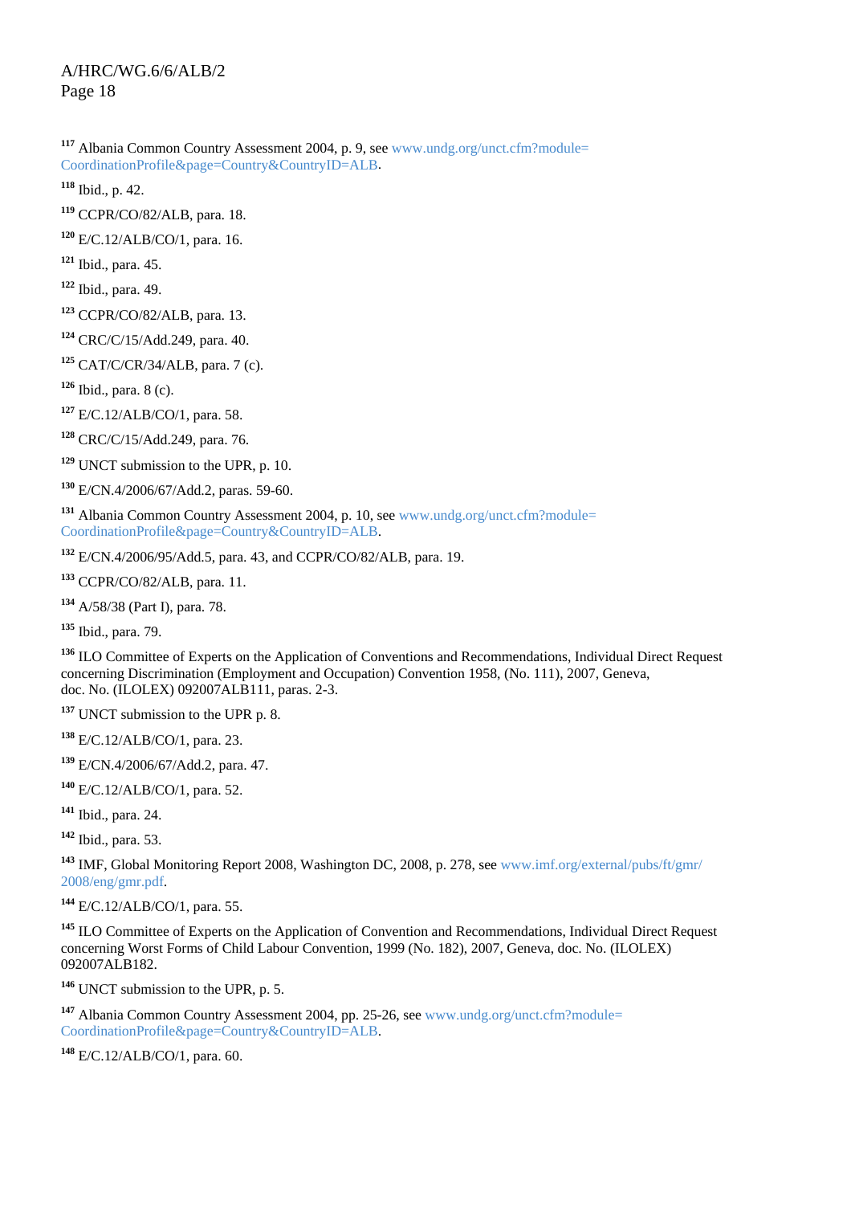[117] Albania Common Country Assessment 2004, p. 9, see www.undg.org/unct.cfm?module=CoordinationProfile&page=Country&CountryID=ALB.

[118] Ibid., p. 42.

[119] CCPR/CO/82/ALB, para. 18.

[120] E/C.12/ALB/CO/1, para. 16.

[121] Ibid., para. 45.

[122] Ibid., para. 49.

[123] CCPR/CO/82/ALB, para. 13.

[124] CRC/C/15/Add.249, para. 40.

[125] CAT/C/CR/34/ALB, para. 7 (c).

[126] Ibid., para. 8 (c).

[127] E/C.12/ALB/CO/1, para. 58.

[128] CRC/C/15/Add.249, para. 76.

[129] UNCT submission to the UPR, p. 10.

[130] E/CN.4/2006/67/Add.2, paras. 59-60.

[131] Albania Common Country Assessment 2004, p. 10, see www.undg.org/unct.cfm?module=CoordinationProfile&page=Country&CountryID=ALB.

[132] E/CN.4/2006/95/Add.5, para. 43, and CCPR/CO/82/ALB, para. 19.

[133] CCPR/CO/82/ALB, para. 11.

[134] A/58/38 (Part I), para. 78.

[135] Ibid., para. 79.

[136] ILO Committee of Experts on the Application of Conventions and Recommendations, Individual Direct Request concerning Discrimination (Employment and Occupation) Convention 1958, (No. 111), 2007, Geneva, doc. No. (ILOLEX) 092007ALB111, paras. 2-3.

[137] UNCT submission to the UPR p. 8.

[138] E/C.12/ALB/CO/1, para. 23.

[139] E/CN.4/2006/67/Add.2, para. 47.

[140] E/C.12/ALB/CO/1, para. 52.

[141] Ibid., para. 24.

[142] Ibid., para. 53.

[143] IMF, Global Monitoring Report 2008, Washington DC, 2008, p. 278, see www.imf.org/external/pubs/ft/gmr/2008/eng/gmr.pdf.

[144] E/C.12/ALB/CO/1, para. 55.

[145] ILO Committee of Experts on the Application of Convention and Recommendations, Individual Direct Request concerning Worst Forms of Child Labour Convention, 1999 (No. 182), 2007, Geneva, doc. No. (ILOLEX) 092007ALB182.

[146] UNCT submission to the UPR, p. 5.

[147] Albania Common Country Assessment 2004, pp. 25-26, see www.undg.org/unct.cfm?module=CoordinationProfile&page=Country&CountryID=ALB.

[148] E/C.12/ALB/CO/1, para. 60.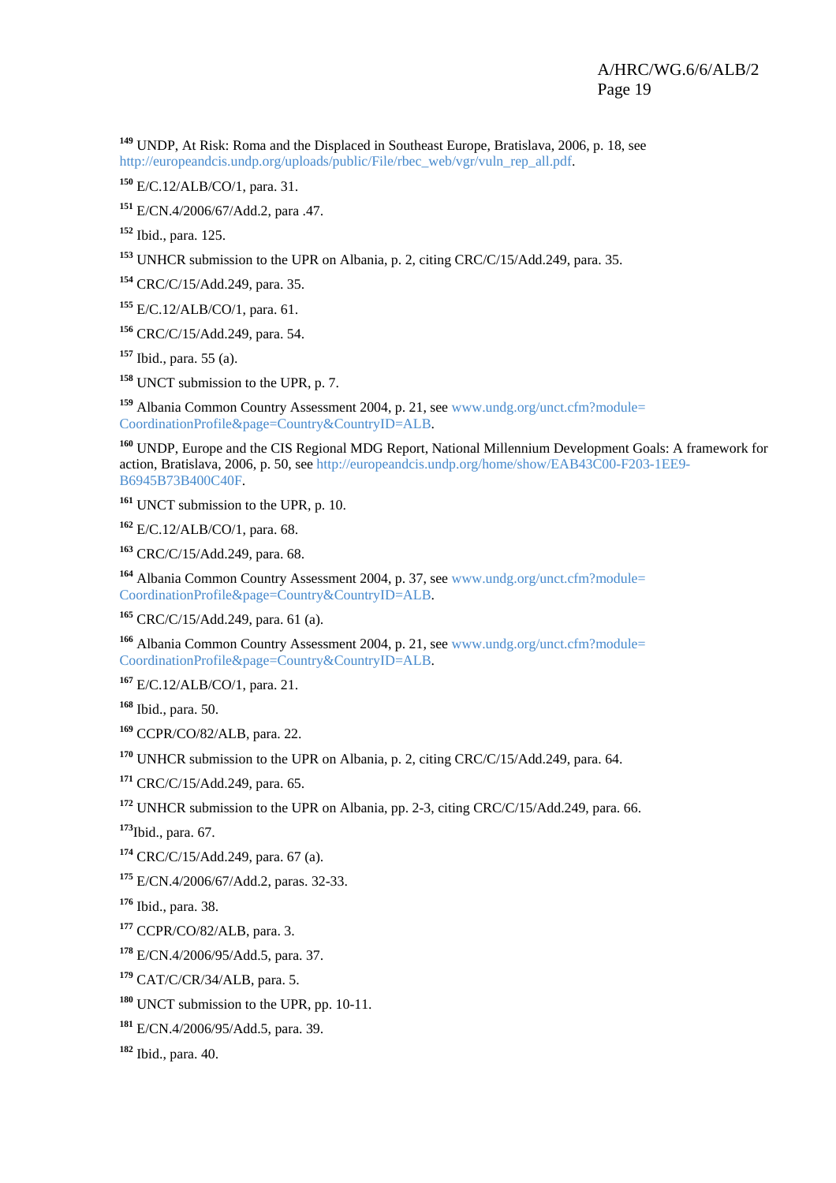[149] UNDP, At Risk: Roma and the Displaced in Southeast Europe, Bratislava, 2006, p. 18, see http://europeandcis.undp.org/uploads/public/File/rbec_web/vgr/vuln_rep_all.pdf.

[150] E/C.12/ALB/CO/1, para. 31.

[151] E/CN.4/2006/67/Add.2, para .47.

[152] Ibid., para. 125.

[153] UNHCR submission to the UPR on Albania, p. 2, citing CRC/C/15/Add.249, para. 35.

[154] CRC/C/15/Add.249, para. 35.

[155] E/C.12/ALB/CO/1, para. 61.

[156] CRC/C/15/Add.249, para. 54.

[157] Ibid., para. 55 (a).

[158] UNCT submission to the UPR, p. 7.

[159] Albania Common Country Assessment 2004, p. 21, see www.undg.org/unct.cfm?module=CoordinationProfile&page=Country&CountryID=ALB.

[160] UNDP, Europe and the CIS Regional MDG Report, National Millennium Development Goals: A framework for action, Bratislava, 2006, p. 50, see http://europeandcis.undp.org/home/show/EAB43C00-F203-1EE9-B6945B73B400C40F.

[161] UNCT submission to the UPR, p. 10.

[162] E/C.12/ALB/CO/1, para. 68.

[163] CRC/C/15/Add.249, para. 68.

[164] Albania Common Country Assessment 2004, p. 37, see www.undg.org/unct.cfm?module=CoordinationProfile&page=Country&CountryID=ALB.

[165] CRC/C/15/Add.249, para. 61 (a).

[166] Albania Common Country Assessment 2004, p. 21, see www.undg.org/unct.cfm?module=CoordinationProfile&page=Country&CountryID=ALB.

[167] E/C.12/ALB/CO/1, para. 21.

[168] Ibid., para. 50.

[169] CCPR/CO/82/ALB, para. 22.

[170] UNHCR submission to the UPR on Albania, p. 2, citing CRC/C/15/Add.249, para. 64.

[171] CRC/C/15/Add.249, para. 65.

[172] UNHCR submission to the UPR on Albania, pp. 2-3, citing CRC/C/15/Add.249, para. 66.

[173]Ibid., para. 67.

[174] CRC/C/15/Add.249, para. 67 (a).

[175] E/CN.4/2006/67/Add.2, paras. 32-33.

[176] Ibid., para. 38.

[177] CCPR/CO/82/ALB, para. 3.

[178] E/CN.4/2006/95/Add.5, para. 37.

[179] CAT/C/CR/34/ALB, para. 5.

[180] UNCT submission to the UPR, pp. 10-11.

[181] E/CN.4/2006/95/Add.5, para. 39.

[182] Ibid., para. 40.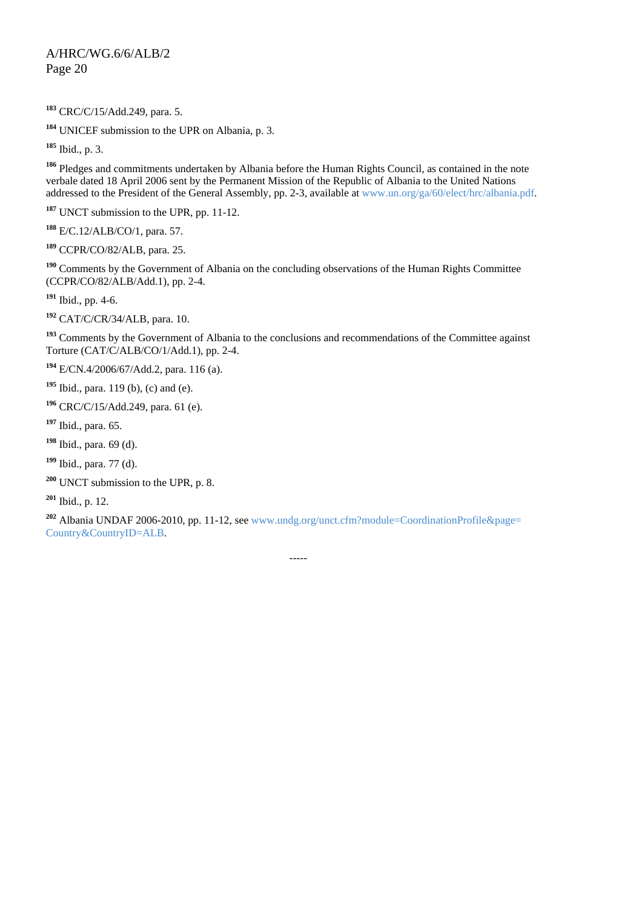[183] CRC/C/15/Add.249, para. 5.

[184] UNICEF submission to the UPR on Albania, p. 3.

[185] Ibid., p. 3.

[186] Pledges and commitments undertaken by Albania before the Human Rights Council, as contained in the note verbale dated 18 April 2006 sent by the Permanent Mission of the Republic of Albania to the United Nations addressed to the President of the General Assembly, pp. 2-3, available at www.un.org/ga/60/elect/hrc/albania.pdf.

[187] UNCT submission to the UPR, pp. 11-12.

[188] E/C.12/ALB/CO/1, para. 57.

[189] CCPR/CO/82/ALB, para. 25.

[190] Comments by the Government of Albania on the concluding observations of the Human Rights Committee (CCPR/CO/82/ALB/Add.1), pp. 2-4.

[191] Ibid., pp. 4-6.

[192] CAT/C/CR/34/ALB, para. 10.

[193] Comments by the Government of Albania to the conclusions and recommendations of the Committee against Torture (CAT/C/ALB/CO/1/Add.1), pp. 2-4.

[194] E/CN.4/2006/67/Add.2, para. 116 (a).

[195] Ibid., para. 119 (b), (c) and (e).

[196] CRC/C/15/Add.249, para. 61 (e).

[197] Ibid., para. 65.

[198] Ibid., para. 69 (d).

[199] Ibid., para. 77 (d).

[200] UNCT submission to the UPR, p. 8.

[201] Ibid., p. 12.

[202] Albania UNDAF 2006-2010, pp. 11-12, see www.undg.org/unct.cfm?module=CoordinationProfile&page=Country&CountryID=ALB.

-----